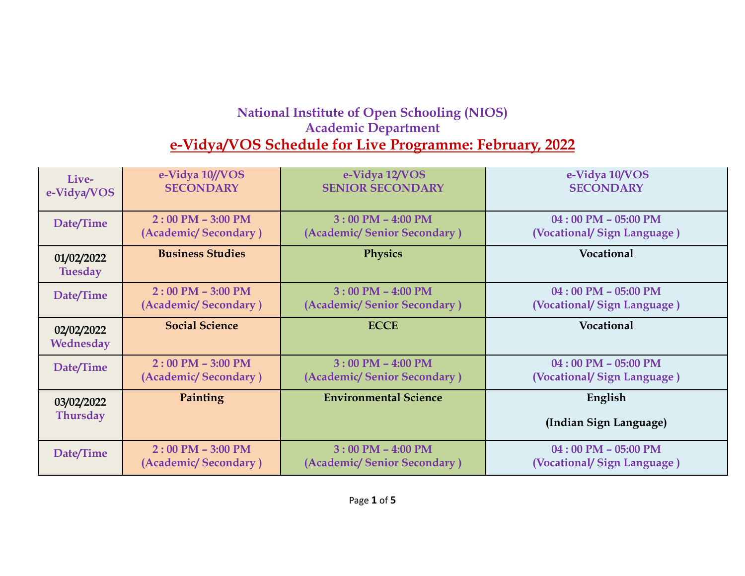# National Institute of Open Schooling (NIOS)
## Academic Department
## e-Vidya/VOS Schedule for Live Programme: February, 2022

| Live-<br>e-Vidya/VOS | e-Vidya 10//VOS<br>SECONDARY | e-Vidya 12/VOS<br>SENIOR SECONDARY | e-Vidya 10/VOS<br>SECONDARY |
|---|---|---|---|
| Date/Time | 2 : 00 PM – 3:00 PM<br>(Academic/ Secondary ) | 3 : 00 PM – 4:00 PM<br>(Academic/ Senior Secondary ) | 04 : 00 PM – 05:00 PM<br>(Vocational/ Sign Language ) |
| 01/02/2022<br>Tuesday | **Business Studies** | **Physics** | **Vocational** |
| Date/Time | 2 : 00 PM – 3:00 PM<br>(Academic/ Secondary ) | 3 : 00 PM – 4:00 PM<br>(Academic/ Senior Secondary ) | 04 : 00 PM – 05:00 PM<br>(Vocational/ Sign Language ) |
| 02/02/2022<br>Wednesday | **Social Science** | **ECCE** | **Vocational** |
| Date/Time | 2 : 00 PM – 3:00 PM<br>(Academic/ Secondary ) | 3 : 00 PM – 4:00 PM<br>(Academic/ Senior Secondary ) | 04 : 00 PM – 05:00 PM<br>(Vocational/ Sign Language ) |
| 03/02/2022<br>Thursday | **Painting** | **Environmental Science** | **English**<br><br>**(Indian Sign Language)** |
| Date/Time | 2 : 00 PM – 3:00 PM<br>(Academic/ Secondary ) | 3 : 00 PM – 4:00 PM<br>(Academic/ Senior Secondary ) | 04 : 00 PM – 05:00 PM<br>(Vocational/ Sign Language ) |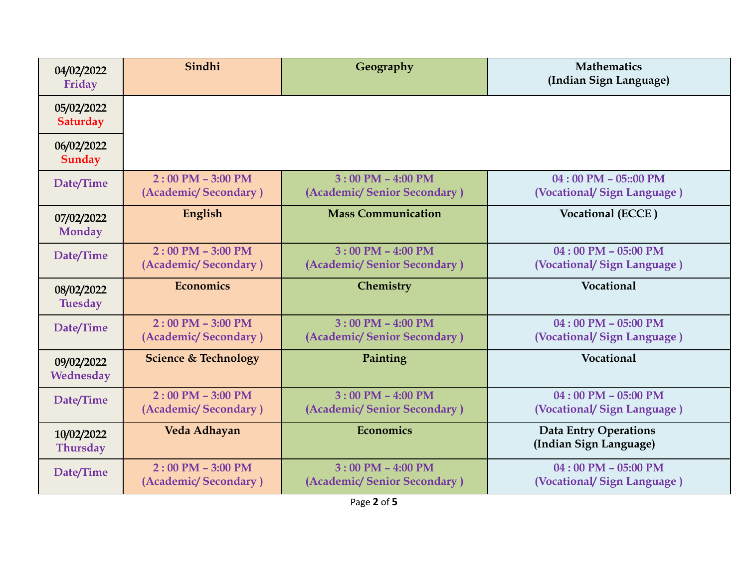| | | | |
|---|---|---|---|
| 04/02/2022 Friday | Sindhi | Geography | Mathematics (Indian Sign Language) |
| 05/02/2022 Saturday | | | |
| 06/02/2022 Sunday | | | |
| Date/Time | 2 : 00 PM – 3:00 PM (Academic/ Secondary ) | 3 : 00 PM – 4:00 PM (Academic/ Senior Secondary ) | 04 : 00 PM – 05::00 PM (Vocational/ Sign Language ) |
| 07/02/2022 Monday | English | Mass Communication | Vocational (ECCE ) |
| Date/Time | 2 : 00 PM – 3:00 PM (Academic/ Secondary ) | 3 : 00 PM – 4:00 PM (Academic/ Senior Secondary ) | 04 : 00 PM – 05:00 PM (Vocational/ Sign Language ) |
| 08/02/2022 Tuesday | Economics | Chemistry | Vocational |
| Date/Time | 2 : 00 PM – 3:00 PM (Academic/ Secondary ) | 3 : 00 PM – 4:00 PM (Academic/ Senior Secondary ) | 04 : 00 PM – 05:00 PM (Vocational/ Sign Language ) |
| 09/02/2022 Wednesday | Science & Technology | Painting | Vocational |
| Date/Time | 2 : 00 PM – 3:00 PM (Academic/ Secondary ) | 3 : 00 PM – 4:00 PM (Academic/ Senior Secondary ) | 04 : 00 PM – 05:00 PM (Vocational/ Sign Language ) |
| 10/02/2022 Thursday | Veda Adhayan | Economics | Data Entry Operations (Indian Sign Language) |
| Date/Time | 2 : 00 PM – 3:00 PM (Academic/ Secondary ) | 3 : 00 PM – 4:00 PM (Academic/ Senior Secondary ) | 04 : 00 PM – 05:00 PM (Vocational/ Sign Language ) |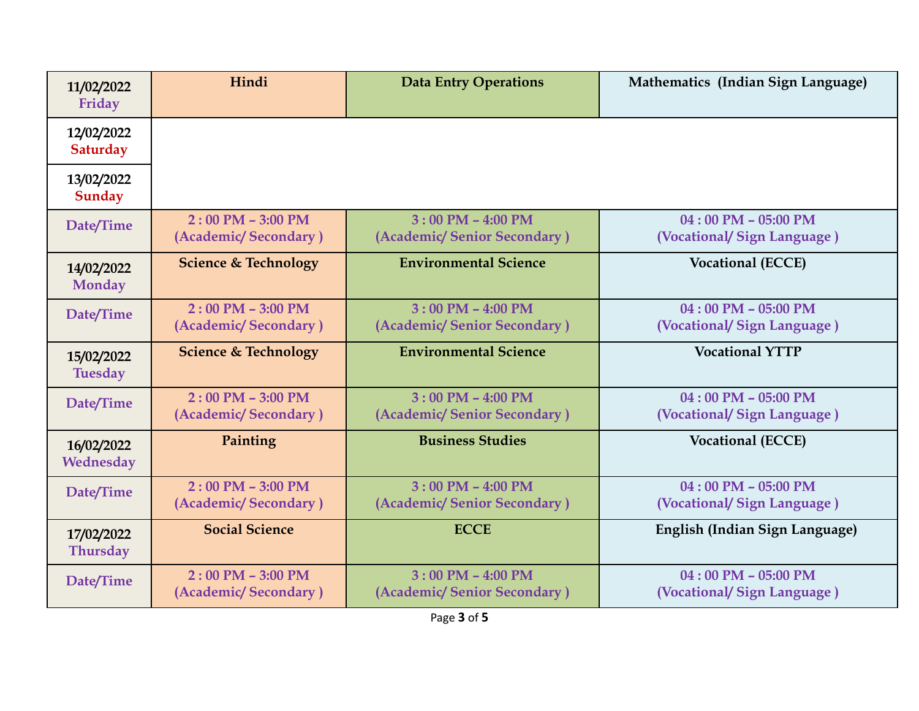| 11/02/2022 Friday | Hindi | Data Entry Operations | Mathematics (Indian Sign Language) |
|---|---|---|---|
| 12/02/2022 Saturday | | | |
| 13/02/2022 Sunday | | | |
| Date/Time | 2 : 00 PM – 3:00 PM (Academic/ Secondary ) | 3 : 00 PM – 4:00 PM (Academic/ Senior Secondary ) | 04 : 00 PM – 05:00 PM (Vocational/ Sign Language ) |
| 14/02/2022 Monday | Science & Technology | Environmental Science | Vocational (ECCE) |
| Date/Time | 2 : 00 PM – 3:00 PM (Academic/ Secondary ) | 3 : 00 PM – 4:00 PM (Academic/ Senior Secondary ) | 04 : 00 PM – 05:00 PM (Vocational/ Sign Language ) |
| 15/02/2022 Tuesday | Science & Technology | Environmental Science | Vocational YTTP |
| Date/Time | 2 : 00 PM – 3:00 PM (Academic/ Secondary ) | 3 : 00 PM – 4:00 PM (Academic/ Senior Secondary ) | 04 : 00 PM – 05:00 PM (Vocational/ Sign Language ) |
| 16/02/2022 Wednesday | Painting | Business Studies | Vocational (ECCE) |
| Date/Time | 2 : 00 PM – 3:00 PM (Academic/ Secondary ) | 3 : 00 PM – 4:00 PM (Academic/ Senior Secondary ) | 04 : 00 PM – 05:00 PM (Vocational/ Sign Language ) |
| 17/02/2022 Thursday | Social Science | ECCE | English (Indian Sign Language) |
| Date/Time | 2 : 00 PM – 3:00 PM (Academic/ Secondary ) | 3 : 00 PM – 4:00 PM (Academic/ Senior Secondary ) | 04 : 00 PM – 05:00 PM (Vocational/ Sign Language ) |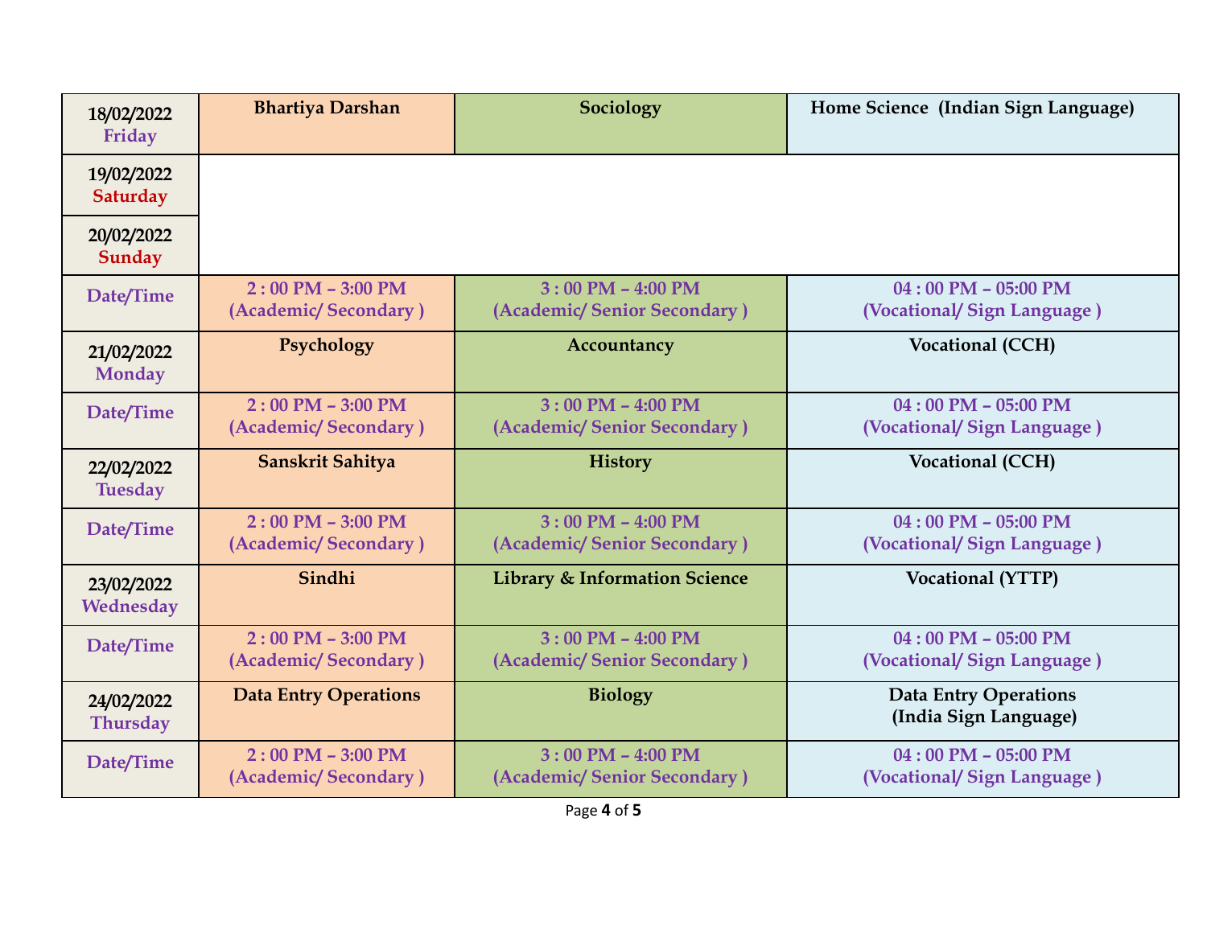| 18/02/2022 Friday | Bhartiya Darshan | Sociology | Home Science (Indian Sign Language) |
|---|---|---|---|
| 19/02/2022 Saturday | | | |
| 20/02/2022 Sunday | | | |
| Date/Time | 2 : 00 PM – 3:00 PM (Academic/ Secondary ) | 3 : 00 PM – 4:00 PM (Academic/ Senior Secondary ) | 04 : 00 PM – 05:00 PM (Vocational/ Sign Language ) |
| 21/02/2022 Monday | Psychology | Accountancy | Vocational (CCH) |
| Date/Time | 2 : 00 PM – 3:00 PM (Academic/ Secondary ) | 3 : 00 PM – 4:00 PM (Academic/ Senior Secondary ) | 04 : 00 PM – 05:00 PM (Vocational/ Sign Language ) |
| 22/02/2022 Tuesday | Sanskrit Sahitya | History | Vocational (CCH) |
| Date/Time | 2 : 00 PM – 3:00 PM (Academic/ Secondary ) | 3 : 00 PM – 4:00 PM (Academic/ Senior Secondary ) | 04 : 00 PM – 05:00 PM (Vocational/ Sign Language ) |
| 23/02/2022 Wednesday | Sindhi | Library & Information Science | Vocational (YTTP) |
| Date/Time | 2 : 00 PM – 3:00 PM (Academic/ Secondary ) | 3 : 00 PM – 4:00 PM (Academic/ Senior Secondary ) | 04 : 00 PM – 05:00 PM (Vocational/ Sign Language ) |
| 24/02/2022 Thursday | Data Entry Operations | Biology | Data Entry Operations (India Sign Language) |
| Date/Time | 2 : 00 PM – 3:00 PM (Academic/ Secondary ) | 3 : 00 PM – 4:00 PM (Academic/ Senior Secondary ) | 04 : 00 PM – 05:00 PM (Vocational/ Sign Language ) |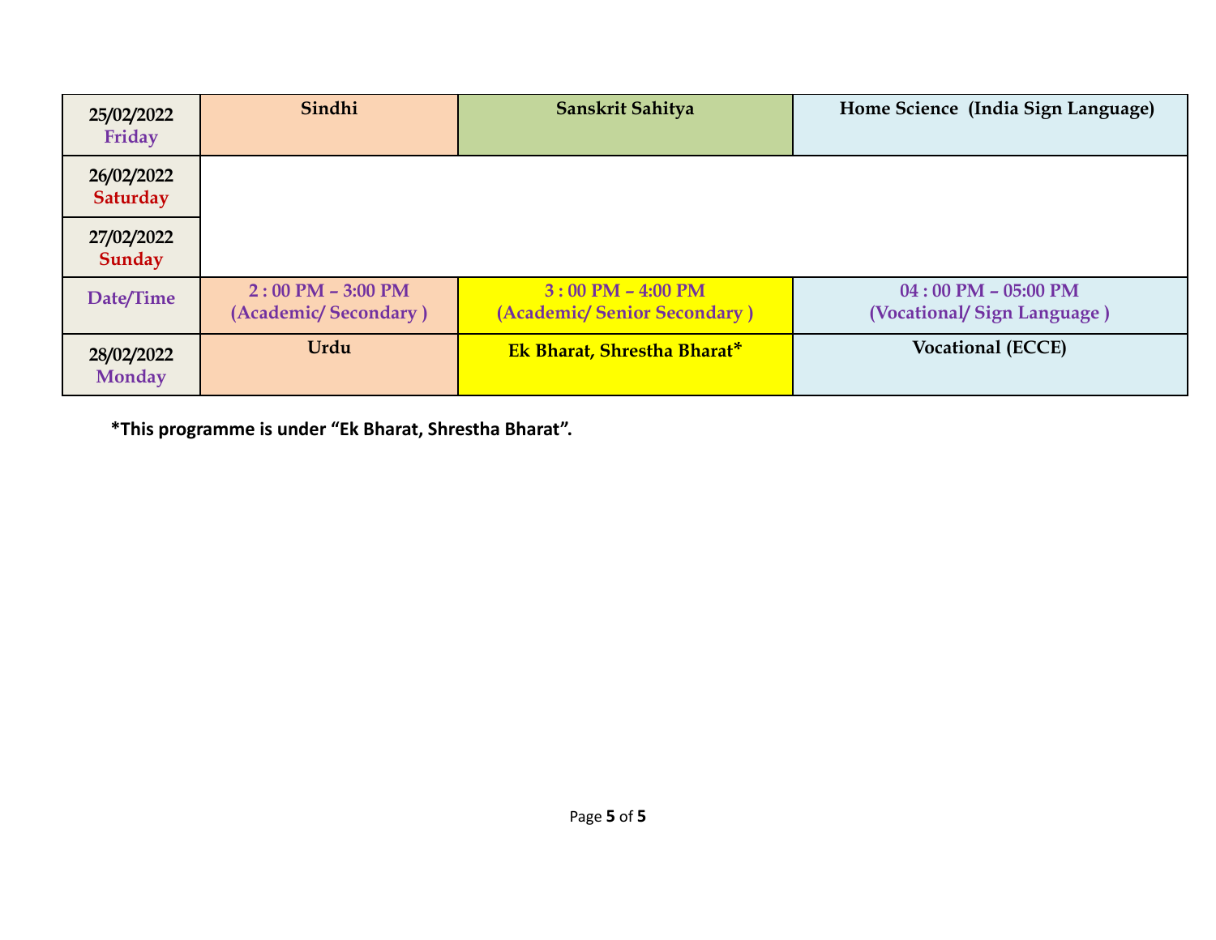| | | | |
|---|---|---|---|
| 25/02/2022 Friday | Sindhi | Sanskrit Sahitya | Home Science (India Sign Language) |
| 26/02/2022 Saturday | | | |
| 27/02/2022 Sunday | | | |
| Date/Time | 2 : 00 PM – 3:00 PM (Academic/ Secondary ) | 3 : 00 PM – 4:00 PM (Academic/ Senior Secondary ) | 04 : 00 PM – 05:00 PM (Vocational/ Sign Language ) |
| 28/02/2022 Monday | Urdu | Ek Bharat, Shrestha Bharat* | Vocational (ECCE) |

**\*This programme is under "Ek Bharat, Shrestha Bharat".**